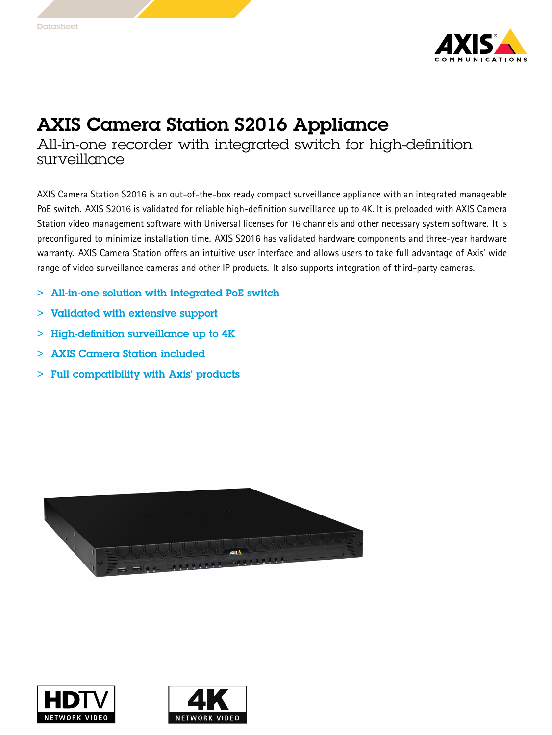Datasheet

# AXIS Camera Station S2016 Appliance

## All-in-one recorder with integrated switch for high-definition surveillance

AXIS Camera Station S2016 is an out-of-the-box ready compact surveillance appliance with an integrated manageable PoE switch. AXIS S2016 is validated for reliable high-definition surveillance up to 4K. It is preloaded with AXIS Camera Station video management software with Universal licenses for 16 channels and other necessary system software. It is preconfigured to minimize installation time. AXIS S2016 has validated hardware components and three-year hardware warranty. AXIS Camera Station offers an intuitive user interface and allows users to take full advantage of Axis' wide range of video surveillance cameras and other IP products. It also supports integration of third-party cameras.

- > **All-in-one solution with integrated PoE switch**
- > **Validated with extensive support**
- > **High-definition surveillance up to 4K**
- > **AXIS Camera Station included**
- > **Full compatibility with Axis' products**

HDTV NETWORK VIDEO

4K NETWORK VIDEO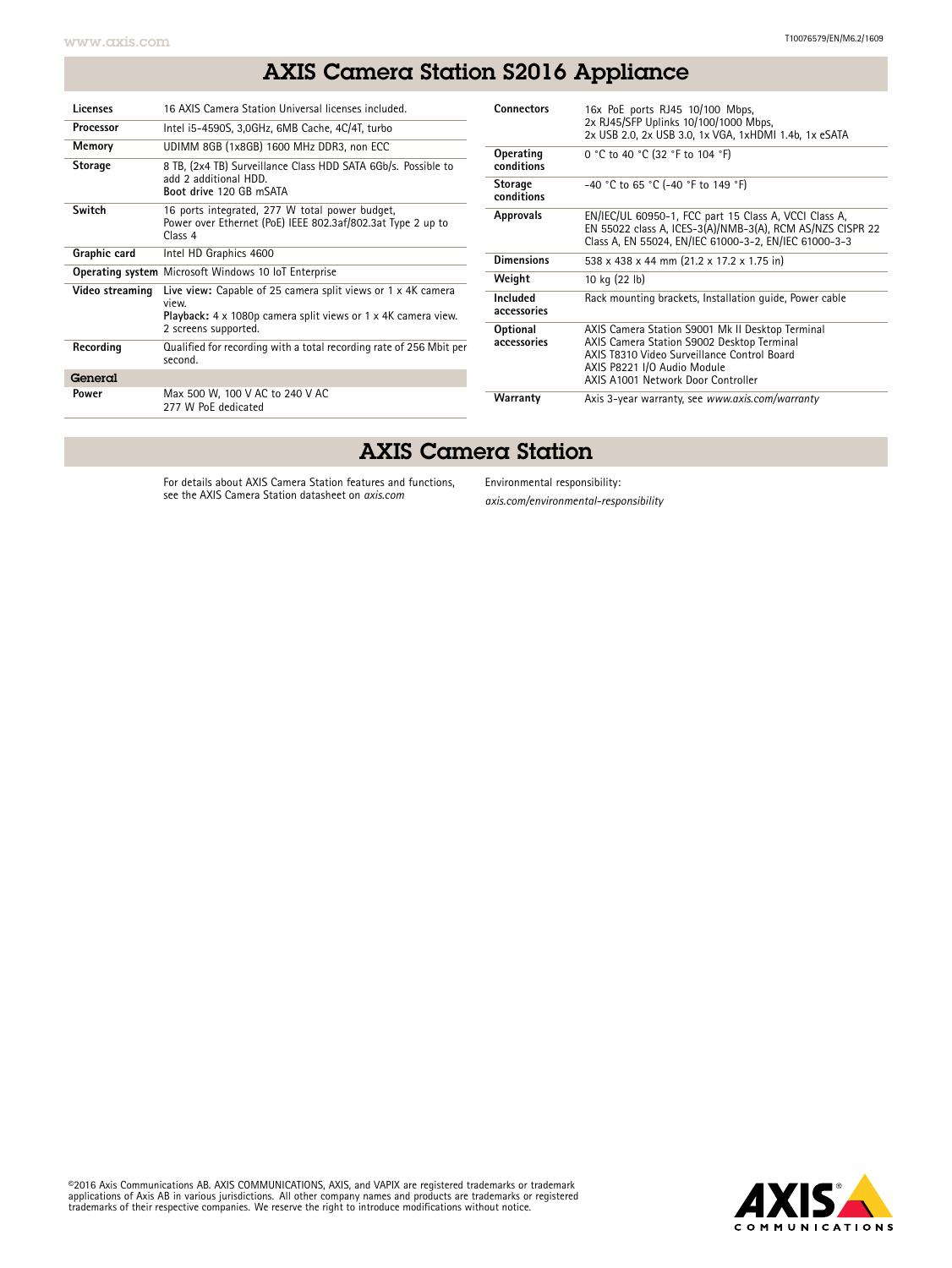# AXIS Camera Station S2016 Appliance

| | |
|---|---|
| **Licenses** | 16 AXIS Camera Station Universal licenses included. |
| **Processor** | Intel i5-4590S, 3,0GHz, 6MB Cache, 4C/4T, turbo |
| **Memory** | UDIMM 8GB (1x8GB) 1600 MHz DDR3, non ECC |
| **Storage** | 8 TB, (2x4 TB) Surveillance Class HDD SATA 6Gb/s. Possible to add 2 additional HDD.<br>**Boot drive** 120 GB mSATA |
| **Switch** | 16 ports integrated, 277 W total power budget,<br>Power over Ethernet (PoE) IEEE 802.3af/802.3at Type 2 up to Class 4 |
| **Graphic card** | Intel HD Graphics 4600 |
| **Operating system** | Microsoft Windows 10 IoT Enterprise |
| **Video streaming** | **Live view:** Capable of 25 camera split views or 1 x 4K camera view.<br>**Playback:** 4 x 1080p camera split views or 1 x 4K camera view.<br>2 screens supported. |
| **Recording** | Qualified for recording with a total recording rate of 256 Mbit per second. |

## General

| | |
|---|---|
| **Power** | Max 500 W, 100 V AC to 240 V AC<br>277 W PoE dedicated |
| **Connectors** | 16x PoE ports RJ45 10/100 Mbps,<br>2x RJ45/SFP Uplinks 10/100/1000 Mbps,<br>2x USB 2.0, 2x USB 3.0, 1x VGA, 1xHDMI 1.4b, 1x eSATA |
| **Operating conditions** | 0 °C to 40 °C (32 °F to 104 °F) |
| **Storage conditions** | -40 °C to 65 °C (-40 °F to 149 °F) |
| **Approvals** | EN/IEC/UL 60950-1, FCC part 15 Class A, VCCI Class A,<br>EN 55022 class A, ICES-3(A)/NMB-3(A), RCM AS/NZS CISPR 22 Class A, EN 55024, EN/IEC 61000-3-2, EN/IEC 61000-3-3 |
| **Dimensions** | 538 x 438 x 44 mm (21.2 x 17.2 x 1.75 in) |
| **Weight** | 10 kg (22 lb) |
| **Included accessories** | Rack mounting brackets, Installation guide, Power cable |
| **Optional accessories** | AXIS Camera Station S9001 Mk II Desktop Terminal<br>AXIS Camera Station S9002 Desktop Terminal<br>AXIS T8310 Video Surveillance Control Board<br>AXIS P8221 I/O Audio Module<br>AXIS A1001 Network Door Controller |
| **Warranty** | Axis 3-year warranty, see *www.axis.com/warranty* |

# AXIS Camera Station

For details about AXIS Camera Station features and functions, see the AXIS Camera Station datasheet on *axis.com*

Environmental responsibility:

*axis.com/environmental-responsibility*

©2016 Axis Communications AB. AXIS COMMUNICATIONS, AXIS, and VAPIX are registered trademarks or trademark applications of Axis AB in various jurisdictions. All other company names and products are trademarks or registered trademarks of their respective companies. We reserve the right to introduce modifications without notice.